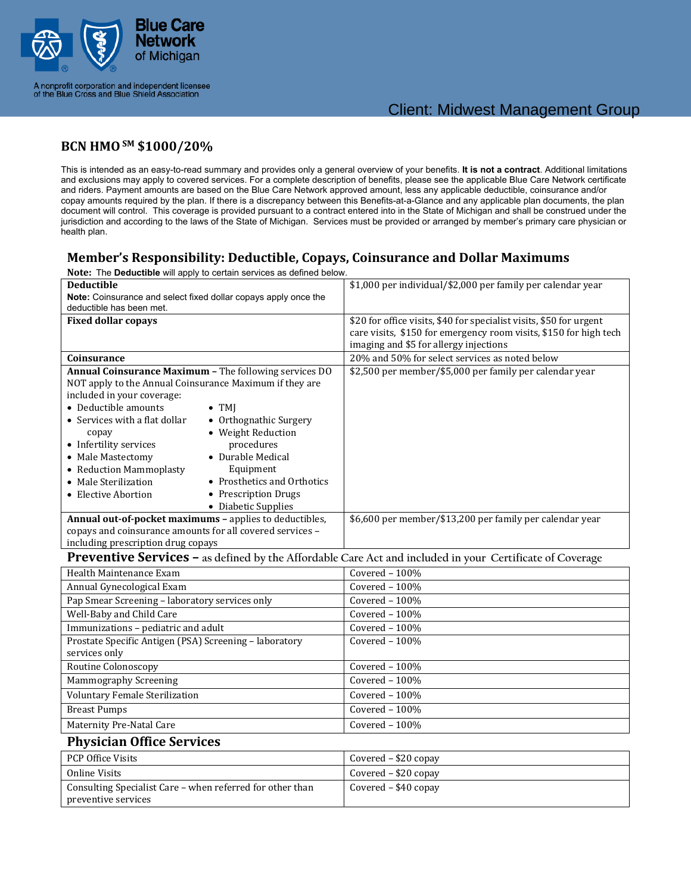Blue Care Network of Michigan

A nonprofit corporation and independent licensee of the Blue Cross and Blue Shield Association

Client: Midwest Management Group

## BCN HMO SM $1000/20%

This is intended as an easy-to-read summary and provides only a general overview of your benefits. **It is not a contract**. Additional limitations and exclusions may apply to covered services. For a complete description of benefits, please see the applicable Blue Care Network certificate and riders. Payment amounts are based on the Blue Care Network approved amount, less any applicable deductible, coinsurance and/or copay amounts required by the plan. If there is a discrepancy between this Benefits-at-a-Glance and any applicable plan documents, the plan document will control. This coverage is provided pursuant to a contract entered into in the State of Michigan and shall be construed under the jurisdiction and according to the laws of the State of Michigan. Services must be provided or arranged by member's primary care physician or health plan.

### Member's Responsibility: Deductible, Copays, Coinsurance and Dollar Maximums

**Note:** The **Deductible** will apply to certain services as defined below.

| | |
|---|---|
| **Deductible**<br>**Note:** Coinsurance and select fixed dollar copays apply once the deductible has been met. | $1,000 per individual/$2,000 per family per calendar year |
| **Fixed dollar copays** | $20 for office visits, $40 for specialist visits, $50 for urgent care visits, $150 for emergency room visits, $150 for high tech imaging and $5 for allergy injections |
| **Coinsurance** | 20% and 50% for select services as noted below |
| **Annual Coinsurance Maximum** – The following services DO NOT apply to the Annual Coinsurance Maximum if they are included in your coverage:<br>• Deductible amounts<br>• Services with a flat dollar copay<br>• Infertility services<br>• Male Mastectomy<br>• Reduction Mammoplasty<br>• Male Sterilization<br>• Elective Abortion<br>• TMJ<br>• Orthognathic Surgery<br>• Weight Reduction procedures<br>• Durable Medical Equipment<br>• Prosthetics and Orthotics<br>• Prescription Drugs<br>• Diabetic Supplies | $2,500 per member/$5,000 per family per calendar year |
| **Annual out-of-pocket maximums** – applies to deductibles, copays and coinsurance amounts for all covered services – including prescription drug copays | $6,600 per member/$13,200 per family per calendar year |

### Preventive Services – as defined by the Affordable Care Act and included in your Certificate of Coverage

| | |
|---|---|
| Health Maintenance Exam | Covered – 100% |
| Annual Gynecological Exam | Covered – 100% |
| Pap Smear Screening – laboratory services only | Covered – 100% |
| Well-Baby and Child Care | Covered – 100% |
| Immunizations – pediatric and adult | Covered – 100% |
| Prostate Specific Antigen (PSA) Screening – laboratory services only | Covered – 100% |
| Routine Colonoscopy | Covered – 100% |
| Mammography Screening | Covered – 100% |
| Voluntary Female Sterilization | Covered – 100% |
| Breast Pumps | Covered – 100% |
| Maternity Pre-Natal Care | Covered – 100% |

### Physician Office Services

| | |
|---|---|
| PCP Office Visits | Covered – $20 copay |
| Online Visits | Covered – $20 copay |
| Consulting Specialist Care – when referred for other than preventive services | Covered – $40 copay |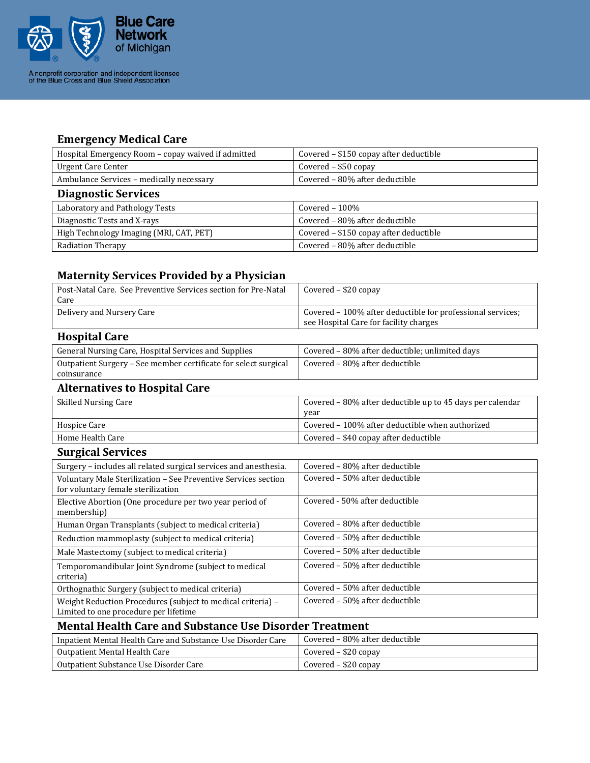Blue Care Network of Michigan

A nonprofit corporation and independent licensee of the Blue Cross and Blue Shield Association

## Emergency Medical Care

| | |
|---|---|
| Hospital Emergency Room – copay waived if admitted | Covered – $150 copay after deductible |
| Urgent Care Center | Covered – $50 copay |
| Ambulance Services – medically necessary | Covered – 80% after deductible |

## Diagnostic Services

| | |
|---|---|
| Laboratory and Pathology Tests | Covered – 100% |
| Diagnostic Tests and X-rays | Covered – 80% after deductible |
| High Technology Imaging (MRI, CAT, PET) | Covered – $150 copay after deductible |
| Radiation Therapy | Covered – 80% after deductible |

## Maternity Services Provided by a Physician

| | |
|---|---|
| Post-Natal Care. See Preventive Services section for Pre-Natal Care | Covered – $20 copay |
| Delivery and Nursery Care | Covered – 100% after deductible for professional services; see Hospital Care for facility charges |

## Hospital Care

| | |
|---|---|
| General Nursing Care, Hospital Services and Supplies | Covered – 80% after deductible; unlimited days |
| Outpatient Surgery – See member certificate for select surgical coinsurance | Covered – 80% after deductible |

## Alternatives to Hospital Care

| | |
|---|---|
| Skilled Nursing Care | Covered – 80% after deductible up to 45 days per calendar year |
| Hospice Care | Covered – 100% after deductible when authorized |
| Home Health Care | Covered – $40 copay after deductible |

## Surgical Services

| | |
|---|---|
| Surgery – includes all related surgical services and anesthesia. | Covered – 80% after deductible |
| Voluntary Male Sterilization – See Preventive Services section for voluntary female sterilization | Covered – 50% after deductible |
| Elective Abortion (One procedure per two year period of membership) | Covered - 50% after deductible |
| Human Organ Transplants (subject to medical criteria) | Covered – 80% after deductible |
| Reduction mammoplasty (subject to medical criteria) | Covered – 50% after deductible |
| Male Mastectomy (subject to medical criteria) | Covered – 50% after deductible |
| Temporomandibular Joint Syndrome (subject to medical criteria) | Covered – 50% after deductible |
| Orthognathic Surgery (subject to medical criteria) | Covered – 50% after deductible |
| Weight Reduction Procedures (subject to medical criteria) – Limited to one procedure per lifetime | Covered – 50% after deductible |

## Mental Health Care and Substance Use Disorder Treatment

| | |
|---|---|
| Inpatient Mental Health Care and Substance Use Disorder Care | Covered – 80% after deductible |
| Outpatient Mental Health Care | Covered – $20 copay |
| Outpatient Substance Use Disorder Care | Covered – $20 copay |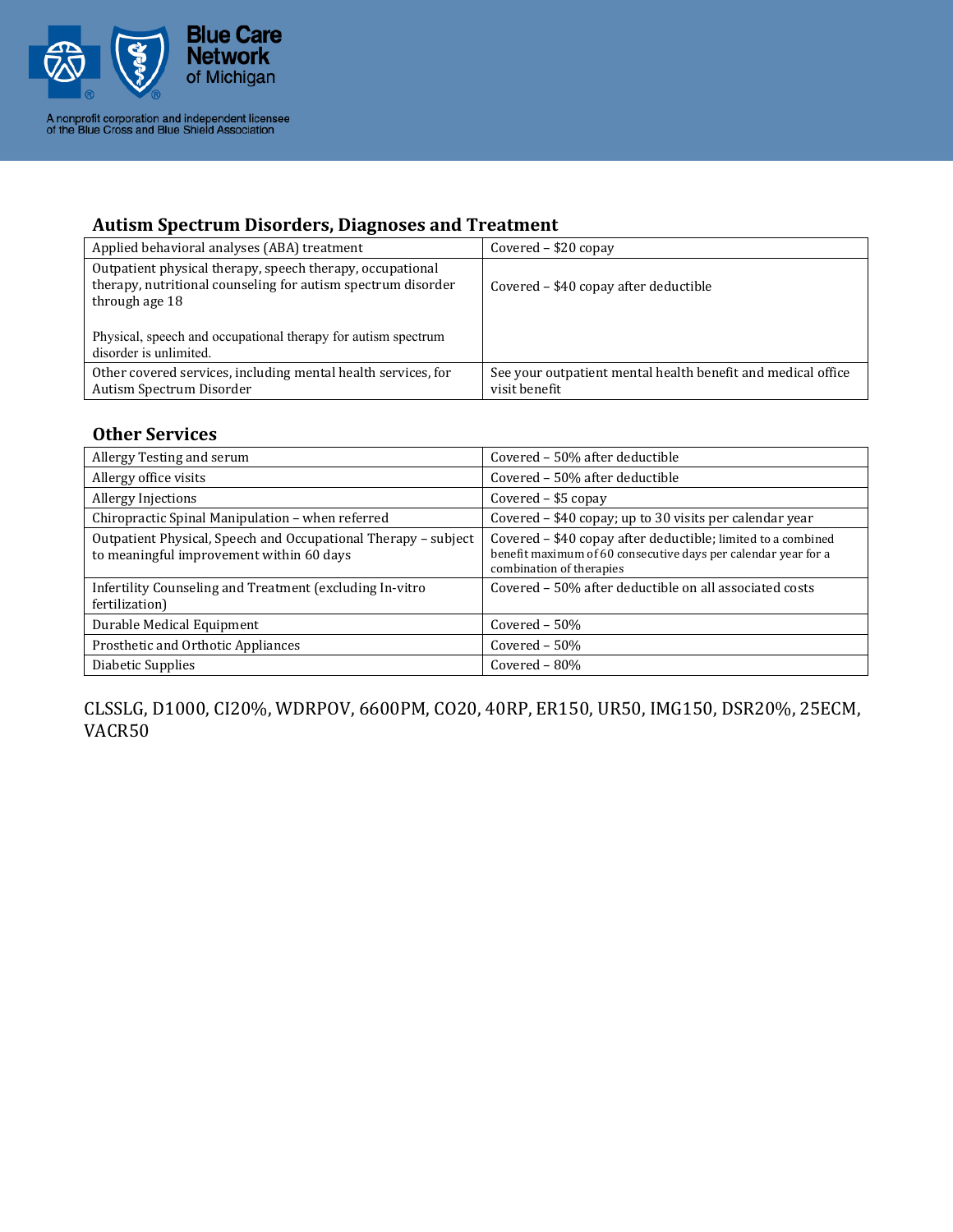## Autism Spectrum Disorders, Diagnoses and Treatment

| | |
|---|---|
| Applied behavioral analyses (ABA) treatment | Covered – $20 copay |
| Outpatient physical therapy, speech therapy, occupational therapy, nutritional counseling for autism spectrum disorder through age 18<br><br>Physical, speech and occupational therapy for autism spectrum disorder is unlimited. | Covered – $40 copay after deductible |
| Other covered services, including mental health services, for Autism Spectrum Disorder | See your outpatient mental health benefit and medical office visit benefit |

## Other Services

| | |
|---|---|
| Allergy Testing and serum | Covered – 50% after deductible |
| Allergy office visits | Covered – 50% after deductible |
| Allergy Injections | Covered – $5 copay |
| Chiropractic Spinal Manipulation – when referred | Covered – $40 copay; up to 30 visits per calendar year |
| Outpatient Physical, Speech and Occupational Therapy – subject to meaningful improvement within 60 days | Covered – $40 copay after deductible; limited to a combined benefit maximum of 60 consecutive days per calendar year for a combination of therapies |
| Infertility Counseling and Treatment (excluding In-vitro fertilization) | Covered – 50% after deductible on all associated costs |
| Durable Medical Equipment | Covered – 50% |
| Prosthetic and Orthotic Appliances | Covered – 50% |
| Diabetic Supplies | Covered – 80% |

CLSSLG, D1000, CI20%, WDRPOV, 6600PM, CO20, 40RP, ER150, UR50, IMG150, DSR20%, 25ECM, VACR50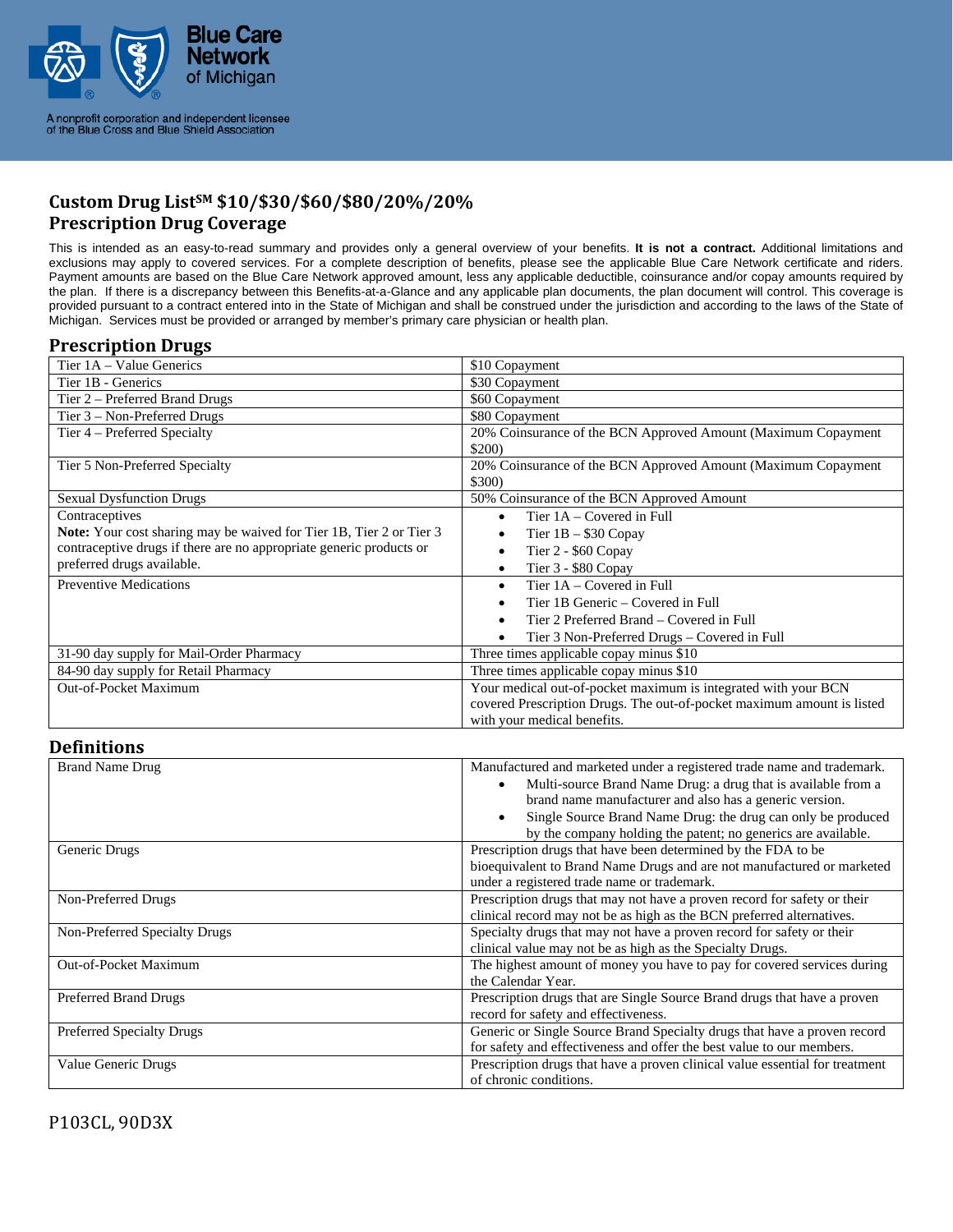Blue Care Network of Michigan

A nonprofit corporation and independent licensee of the Blue Cross and Blue Shield Association

# Custom Drug List℠ $10/$30/$60/$80/20%/20%
# Prescription Drug Coverage

This is intended as an easy-to-read summary and provides only a general overview of your benefits. **It is not a contract.** Additional limitations and exclusions may apply to covered services. For a complete description of benefits, please see the applicable Blue Care Network certificate and riders. Payment amounts are based on the Blue Care Network approved amount, less any applicable deductible, coinsurance and/or copay amounts required by the plan. If there is a discrepancy between this Benefits-at-a-Glance and any applicable plan documents, the plan document will control. This coverage is provided pursuant to a contract entered into in the State of Michigan and shall be construed under the jurisdiction and according to the laws of the State of Michigan. Services must be provided or arranged by member's primary care physician or health plan.

## Prescription Drugs

| | |
|---|---|
| Tier 1A – Value Generics | $10 Copayment |
| Tier 1B - Generics | $30 Copayment |
| Tier 2 – Preferred Brand Drugs | $60 Copayment |
| Tier 3 – Non-Preferred Drugs | $80 Copayment |
| Tier 4 – Preferred Specialty | 20% Coinsurance of the BCN Approved Amount (Maximum Copayment $200) |
| Tier 5 Non-Preferred Specialty | 20% Coinsurance of the BCN Approved Amount (Maximum Copayment $300) |
| Sexual Dysfunction Drugs | 50% Coinsurance of the BCN Approved Amount |
| Contraceptives<br>**Note:** Your cost sharing may be waived for Tier 1B, Tier 2 or Tier 3 contraceptive drugs if there are no appropriate generic products or preferred drugs available. | • Tier 1A – Covered in Full<br>• Tier 1B – $30 Copay<br>• Tier 2 - $60 Copay<br>• Tier 3 - $80 Copay |
| Preventive Medications | • Tier 1A – Covered in Full<br>• Tier 1B Generic – Covered in Full<br>• Tier 2 Preferred Brand – Covered in Full<br>• Tier 3 Non-Preferred Drugs – Covered in Full |
| 31-90 day supply for Mail-Order Pharmacy | Three times applicable copay minus $10 |
| 84-90 day supply for Retail Pharmacy | Three times applicable copay minus $10 |
| Out-of-Pocket Maximum | Your medical out-of-pocket maximum is integrated with your BCN covered Prescription Drugs. The out-of-pocket maximum amount is listed with your medical benefits. |

## Definitions

| | |
|---|---|
| Brand Name Drug | Manufactured and marketed under a registered trade name and trademark.<br>• Multi-source Brand Name Drug: a drug that is available from a brand name manufacturer and also has a generic version.<br>• Single Source Brand Name Drug: the drug can only be produced by the company holding the patent; no generics are available. |
| Generic Drugs | Prescription drugs that have been determined by the FDA to be bioequivalent to Brand Name Drugs and are not manufactured or marketed under a registered trade name or trademark. |
| Non-Preferred Drugs | Prescription drugs that may not have a proven record for safety or their clinical record may not be as high as the BCN preferred alternatives. |
| Non-Preferred Specialty Drugs | Specialty drugs that may not have a proven record for safety or their clinical value may not be as high as the Specialty Drugs. |
| Out-of-Pocket Maximum | The highest amount of money you have to pay for covered services during the Calendar Year. |
| Preferred Brand Drugs | Prescription drugs that are Single Source Brand drugs that have a proven record for safety and effectiveness. |
| Preferred Specialty Drugs | Generic or Single Source Brand Specialty drugs that have a proven record for safety and effectiveness and offer the best value to our members. |
| Value Generic Drugs | Prescription drugs that have a proven clinical value essential for treatment of chronic conditions. |

P103CL, 90D3X